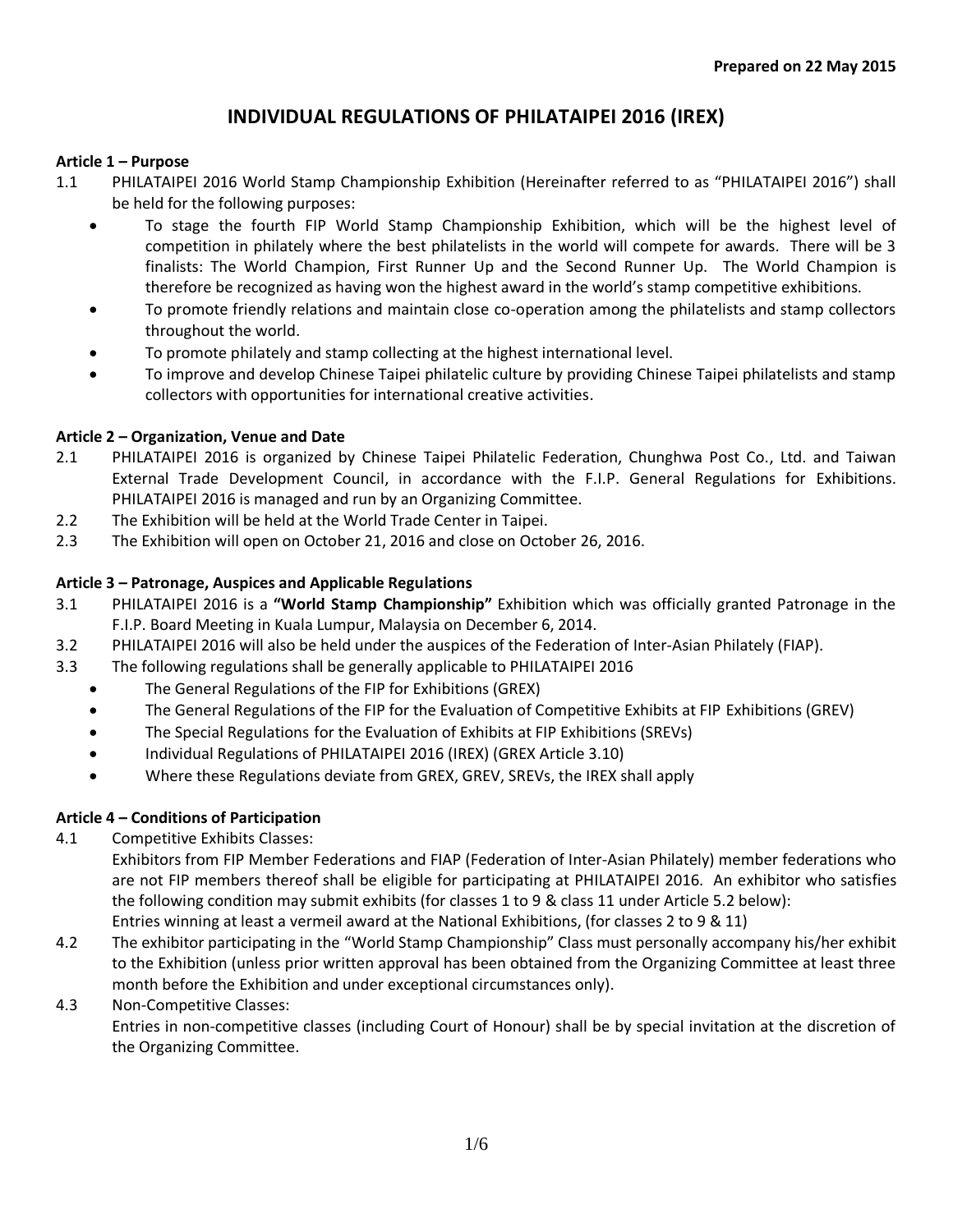**Prepared on 22 May 2015**

# INDIVIDUAL REGULATIONS OF PHILATAIPEI 2016 (IREX)

### Article 1 – Purpose

1.1 PHILATAIPEI 2016 World Stamp Championship Exhibition (Hereinafter referred to as "PHILATAIPEI 2016") shall be held for the following purposes:

- To stage the fourth FIP World Stamp Championship Exhibition, which will be the highest level of competition in philately where the best philatelists in the world will compete for awards. There will be 3 finalists: The World Champion, First Runner Up and the Second Runner Up. The World Champion is therefore be recognized as having won the highest award in the world's stamp competitive exhibitions.
- To promote friendly relations and maintain close co-operation among the philatelists and stamp collectors throughout the world.
- To promote philately and stamp collecting at the highest international level.
- To improve and develop Chinese Taipei philatelic culture by providing Chinese Taipei philatelists and stamp collectors with opportunities for international creative activities.

### Article 2 – Organization, Venue and Date

2.1 PHILATAIPEI 2016 is organized by Chinese Taipei Philatelic Federation, Chunghwa Post Co., Ltd. and Taiwan External Trade Development Council, in accordance with the F.I.P. General Regulations for Exhibitions. PHILATAIPEI 2016 is managed and run by an Organizing Committee.

2.2 The Exhibition will be held at the World Trade Center in Taipei.

2.3 The Exhibition will open on October 21, 2016 and close on October 26, 2016.

### Article 3 – Patronage, Auspices and Applicable Regulations

3.1 PHILATAIPEI 2016 is a **"World Stamp Championship"** Exhibition which was officially granted Patronage in the F.I.P. Board Meeting in Kuala Lumpur, Malaysia on December 6, 2014.

3.2 PHILATAIPEI 2016 will also be held under the auspices of the Federation of Inter-Asian Philately (FIAP).

3.3 The following regulations shall be generally applicable to PHILATAIPEI 2016

- The General Regulations of the FIP for Exhibitions (GREX)
- The General Regulations of the FIP for the Evaluation of Competitive Exhibits at FIP Exhibitions (GREV)
- The Special Regulations for the Evaluation of Exhibits at FIP Exhibitions (SREVs)
- Individual Regulations of PHILATAIPEI 2016 (IREX) (GREX Article 3.10)
- Where these Regulations deviate from GREX, GREV, SREVs, the IREX shall apply

### Article 4 – Conditions of Participation

4.1 Competitive Exhibits Classes:
Exhibitors from FIP Member Federations and FIAP (Federation of Inter-Asian Philately) member federations who are not FIP members thereof shall be eligible for participating at PHILATAIPEI 2016. An exhibitor who satisfies the following condition may submit exhibits (for classes 1 to 9 & class 11 under Article 5.2 below):
Entries winning at least a vermeil award at the National Exhibitions, (for classes 2 to 9 & 11)

4.2 The exhibitor participating in the "World Stamp Championship" Class must personally accompany his/her exhibit to the Exhibition (unless prior written approval has been obtained from the Organizing Committee at least three month before the Exhibition and under exceptional circumstances only).

4.3 Non-Competitive Classes:
Entries in non-competitive classes (including Court of Honour) shall be by special invitation at the discretion of the Organizing Committee.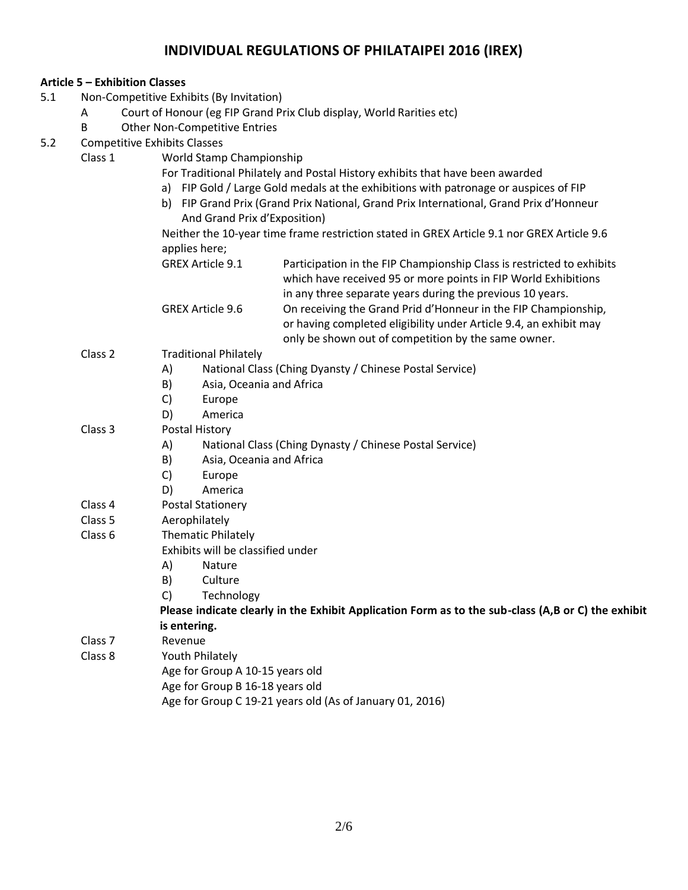# INDIVIDUAL REGULATIONS OF PHILATAIPEI 2016 (IREX)

**Article 5 – Exhibition Classes**

5.1 Non-Competitive Exhibits (By Invitation)

- A Court of Honour (eg FIP Grand Prix Club display, World Rarities etc)
- B Other Non-Competitive Entries

5.2 Competitive Exhibits Classes

Class 1 World Stamp Championship

For Traditional Philately and Postal History exhibits that have been awarded

a) FIP Gold / Large Gold medals at the exhibitions with patronage or auspices of FIP

b) FIP Grand Prix (Grand Prix National, Grand Prix International, Grand Prix d'Honneur And Grand Prix d'Exposition)

Neither the 10-year time frame restriction stated in GREX Article 9.1 nor GREX Article 9.6 applies here;

| | |
|---|---|
| GREX Article 9.1 | Participation in the FIP Championship Class is restricted to exhibits which have received 95 or more points in FIP World Exhibitions in any three separate years during the previous 10 years. |
| GREX Article 9.6 | On receiving the Grand Prid d'Honneur in the FIP Championship, or having completed eligibility under Article 9.4, an exhibit may only be shown out of competition by the same owner. |

Class 2 Traditional Philately

- A) National Class (Ching Dyansty / Chinese Postal Service)
- B) Asia, Oceania and Africa
- C) Europe
- D) America

Class 3 Postal History

- A) National Class (Ching Dynasty / Chinese Postal Service)
- B) Asia, Oceania and Africa
- C) Europe
- D) America

Class 4 Postal Stationery

Class 5 Aerophilately

Class 6 Thematic Philately

Exhibits will be classified under

- A) Nature
- B) Culture
- C) Technology

**Please indicate clearly in the Exhibit Application Form as to the sub-class (A,B or C) the exhibit is entering.**

Class 7 Revenue

Class 8 Youth Philately

Age for Group A 10-15 years old

Age for Group B 16-18 years old

Age for Group C 19-21 years old (As of January 01, 2016)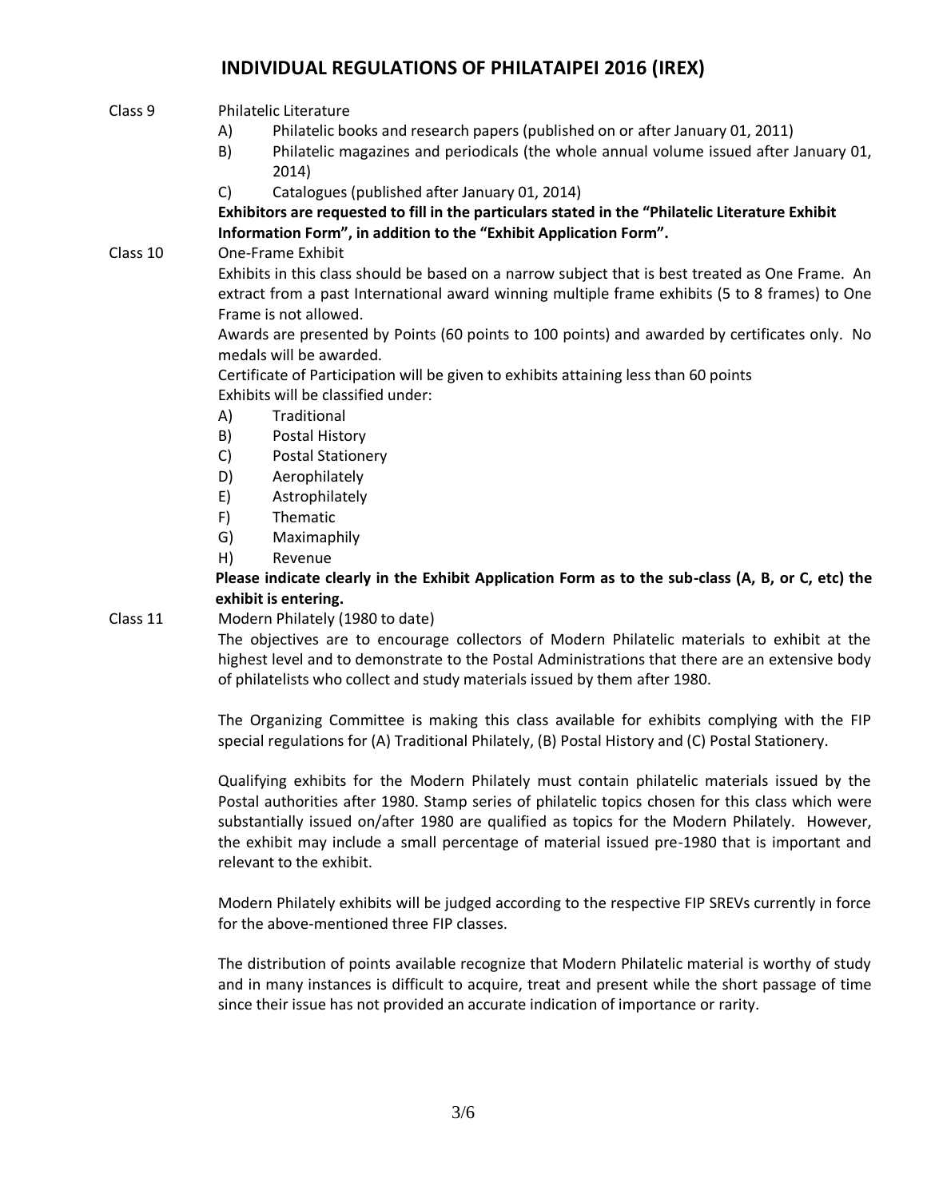# INDIVIDUAL REGULATIONS OF PHILATAIPEI 2016 (IREX)

**Class 9** Philatelic Literature

- A) Philatelic books and research papers (published on or after January 01, 2011)
- B) Philatelic magazines and periodicals (the whole annual volume issued after January 01, 2014)
- C) Catalogues (published after January 01, 2014)

**Exhibitors are requested to fill in the particulars stated in the "Philatelic Literature Exhibit Information Form", in addition to the "Exhibit Application Form".**

**Class 10** One-Frame Exhibit

Exhibits in this class should be based on a narrow subject that is best treated as One Frame. An extract from a past International award winning multiple frame exhibits (5 to 8 frames) to One Frame is not allowed.

Awards are presented by Points (60 points to 100 points) and awarded by certificates only. No medals will be awarded.

Certificate of Participation will be given to exhibits attaining less than 60 points

Exhibits will be classified under:

- A) Traditional
- B) Postal History
- C) Postal Stationery
- D) Aerophilately
- E) Astrophilately
- F) Thematic
- G) Maximaphily
- H) Revenue

**Please indicate clearly in the Exhibit Application Form as to the sub-class (A, B, or C, etc) the exhibit is entering.**

**Class 11** Modern Philately (1980 to date)

The objectives are to encourage collectors of Modern Philatelic materials to exhibit at the highest level and to demonstrate to the Postal Administrations that there are an extensive body of philatelists who collect and study materials issued by them after 1980.

The Organizing Committee is making this class available for exhibits complying with the FIP special regulations for (A) Traditional Philately, (B) Postal History and (C) Postal Stationery.

Qualifying exhibits for the Modern Philately must contain philatelic materials issued by the Postal authorities after 1980. Stamp series of philatelic topics chosen for this class which were substantially issued on/after 1980 are qualified as topics for the Modern Philately. However, the exhibit may include a small percentage of material issued pre-1980 that is important and relevant to the exhibit.

Modern Philately exhibits will be judged according to the respective FIP SREVs currently in force for the above-mentioned three FIP classes.

The distribution of points available recognize that Modern Philatelic material is worthy of study and in many instances is difficult to acquire, treat and present while the short passage of time since their issue has not provided an accurate indication of importance or rarity.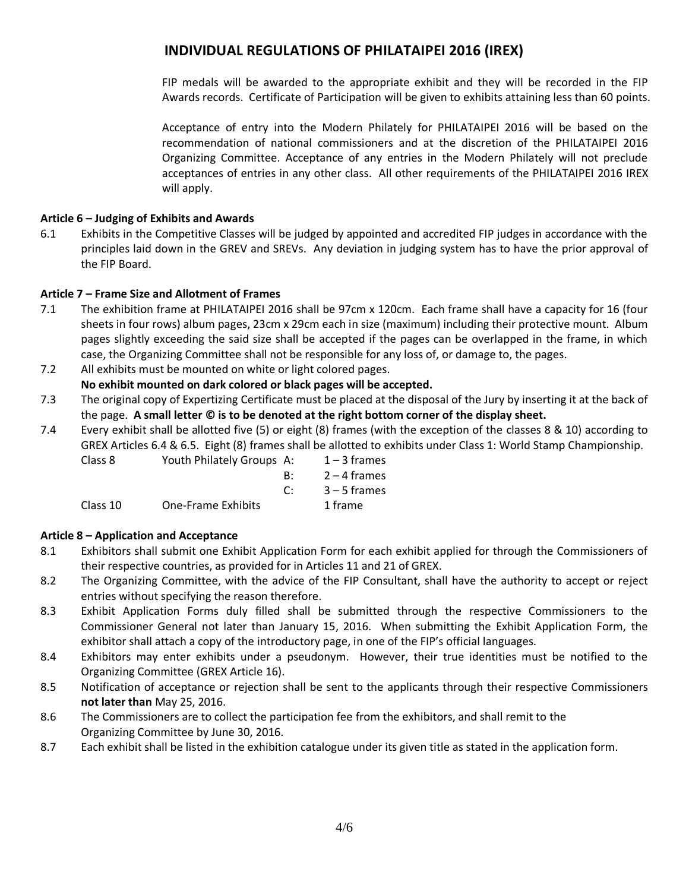# INDIVIDUAL REGULATIONS OF PHILATAIPEI 2016 (IREX)

FIP medals will be awarded to the appropriate exhibit and they will be recorded in the FIP Awards records. Certificate of Participation will be given to exhibits attaining less than 60 points.

Acceptance of entry into the Modern Philately for PHILATAIPEI 2016 will be based on the recommendation of national commissioners and at the discretion of the PHILATAIPEI 2016 Organizing Committee. Acceptance of any entries in the Modern Philately will not preclude acceptances of entries in any other class. All other requirements of the PHILATAIPEI 2016 IREX will apply.

**Article 6 – Judging of Exhibits and Awards**

6.1 Exhibits in the Competitive Classes will be judged by appointed and accredited FIP judges in accordance with the principles laid down in the GREV and SREVs. Any deviation in judging system has to have the prior approval of the FIP Board.

**Article 7 – Frame Size and Allotment of Frames**

7.1 The exhibition frame at PHILATAIPEI 2016 shall be 97cm x 120cm. Each frame shall have a capacity for 16 (four sheets in four rows) album pages, 23cm x 29cm each in size (maximum) including their protective mount. Album pages slightly exceeding the said size shall be accepted if the pages can be overlapped in the frame, in which case, the Organizing Committee shall not be responsible for any loss of, or damage to, the pages.

7.2 All exhibits must be mounted on white or light colored pages.
**No exhibit mounted on dark colored or black pages will be accepted.**

7.3 The original copy of Expertizing Certificate must be placed at the disposal of the Jury by inserting it at the back of the page. **A small letter © is to be denoted at the right bottom corner of the display sheet.**

7.4 Every exhibit shall be allotted five (5) or eight (8) frames (with the exception of the classes 8 & 10) according to GREX Articles 6.4 & 6.5. Eight (8) frames shall be allotted to exhibits under Class 1: World Stamp Championship.

| | | | |
|---|---|---|---|
| Class 8 | Youth Philately Groups | A: | 1 – 3 frames |
| | | B: | 2 – 4 frames |
| | | C: | 3 – 5 frames |
| Class 10 | One-Frame Exhibits | | 1 frame |

**Article 8 – Application and Acceptance**

8.1 Exhibitors shall submit one Exhibit Application Form for each exhibit applied for through the Commissioners of their respective countries, as provided for in Articles 11 and 21 of GREX.

8.2 The Organizing Committee, with the advice of the FIP Consultant, shall have the authority to accept or reject entries without specifying the reason therefore.

8.3 Exhibit Application Forms duly filled shall be submitted through the respective Commissioners to the Commissioner General not later than January 15, 2016. When submitting the Exhibit Application Form, the exhibitor shall attach a copy of the introductory page, in one of the FIP's official languages.

8.4 Exhibitors may enter exhibits under a pseudonym. However, their true identities must be notified to the Organizing Committee (GREX Article 16).

8.5 Notification of acceptance or rejection shall be sent to the applicants through their respective Commissioners **not later than** May 25, 2016.

8.6 The Commissioners are to collect the participation fee from the exhibitors, and shall remit to the Organizing Committee by June 30, 2016.

8.7 Each exhibit shall be listed in the exhibition catalogue under its given title as stated in the application form.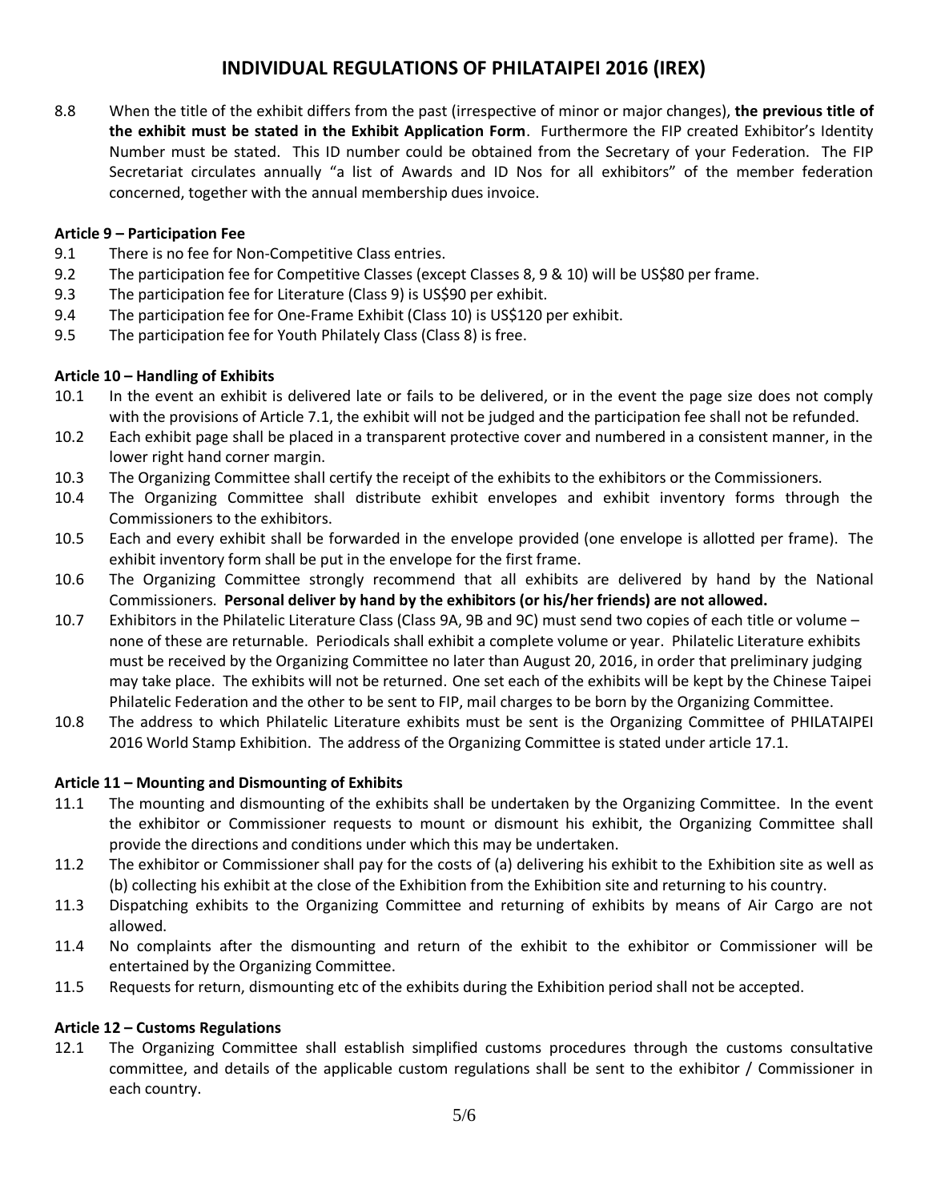# INDIVIDUAL REGULATIONS OF PHILATAIPEI 2016 (IREX)

8.8 When the title of the exhibit differs from the past (irrespective of minor or major changes), **the previous title of the exhibit must be stated in the Exhibit Application Form**. Furthermore the FIP created Exhibitor's Identity Number must be stated. This ID number could be obtained from the Secretary of your Federation. The FIP Secretariat circulates annually "a list of Awards and ID Nos for all exhibitors" of the member federation concerned, together with the annual membership dues invoice.

**Article 9 – Participation Fee**

9.1 There is no fee for Non-Competitive Class entries.

9.2 The participation fee for Competitive Classes (except Classes 8, 9 & 10) will be US$80 per frame.

9.3 The participation fee for Literature (Class 9) is US$90 per exhibit.

9.4 The participation fee for One-Frame Exhibit (Class 10) is US$120 per exhibit.

9.5 The participation fee for Youth Philately Class (Class 8) is free.

**Article 10 – Handling of Exhibits**

10.1 In the event an exhibit is delivered late or fails to be delivered, or in the event the page size does not comply with the provisions of Article 7.1, the exhibit will not be judged and the participation fee shall not be refunded.

10.2 Each exhibit page shall be placed in a transparent protective cover and numbered in a consistent manner, in the lower right hand corner margin.

10.3 The Organizing Committee shall certify the receipt of the exhibits to the exhibitors or the Commissioners.

10.4 The Organizing Committee shall distribute exhibit envelopes and exhibit inventory forms through the Commissioners to the exhibitors.

10.5 Each and every exhibit shall be forwarded in the envelope provided (one envelope is allotted per frame). The exhibit inventory form shall be put in the envelope for the first frame.

10.6 The Organizing Committee strongly recommend that all exhibits are delivered by hand by the National Commissioners. **Personal deliver by hand by the exhibitors (or his/her friends) are not allowed.**

10.7 Exhibitors in the Philatelic Literature Class (Class 9A, 9B and 9C) must send two copies of each title or volume – none of these are returnable. Periodicals shall exhibit a complete volume or year. Philatelic Literature exhibits must be received by the Organizing Committee no later than August 20, 2016, in order that preliminary judging may take place. The exhibits will not be returned. One set each of the exhibits will be kept by the Chinese Taipei Philatelic Federation and the other to be sent to FIP, mail charges to be born by the Organizing Committee.

10.8 The address to which Philatelic Literature exhibits must be sent is the Organizing Committee of PHILATAIPEI 2016 World Stamp Exhibition. The address of the Organizing Committee is stated under article 17.1.

**Article 11 – Mounting and Dismounting of Exhibits**

11.1 The mounting and dismounting of the exhibits shall be undertaken by the Organizing Committee. In the event the exhibitor or Commissioner requests to mount or dismount his exhibit, the Organizing Committee shall provide the directions and conditions under which this may be undertaken.

11.2 The exhibitor or Commissioner shall pay for the costs of (a) delivering his exhibit to the Exhibition site as well as (b) collecting his exhibit at the close of the Exhibition from the Exhibition site and returning to his country.

11.3 Dispatching exhibits to the Organizing Committee and returning of exhibits by means of Air Cargo are not allowed.

11.4 No complaints after the dismounting and return of the exhibit to the exhibitor or Commissioner will be entertained by the Organizing Committee.

11.5 Requests for return, dismounting etc of the exhibits during the Exhibition period shall not be accepted.

**Article 12 – Customs Regulations**

12.1 The Organizing Committee shall establish simplified customs procedures through the customs consultative committee, and details of the applicable custom regulations shall be sent to the exhibitor / Commissioner in each country.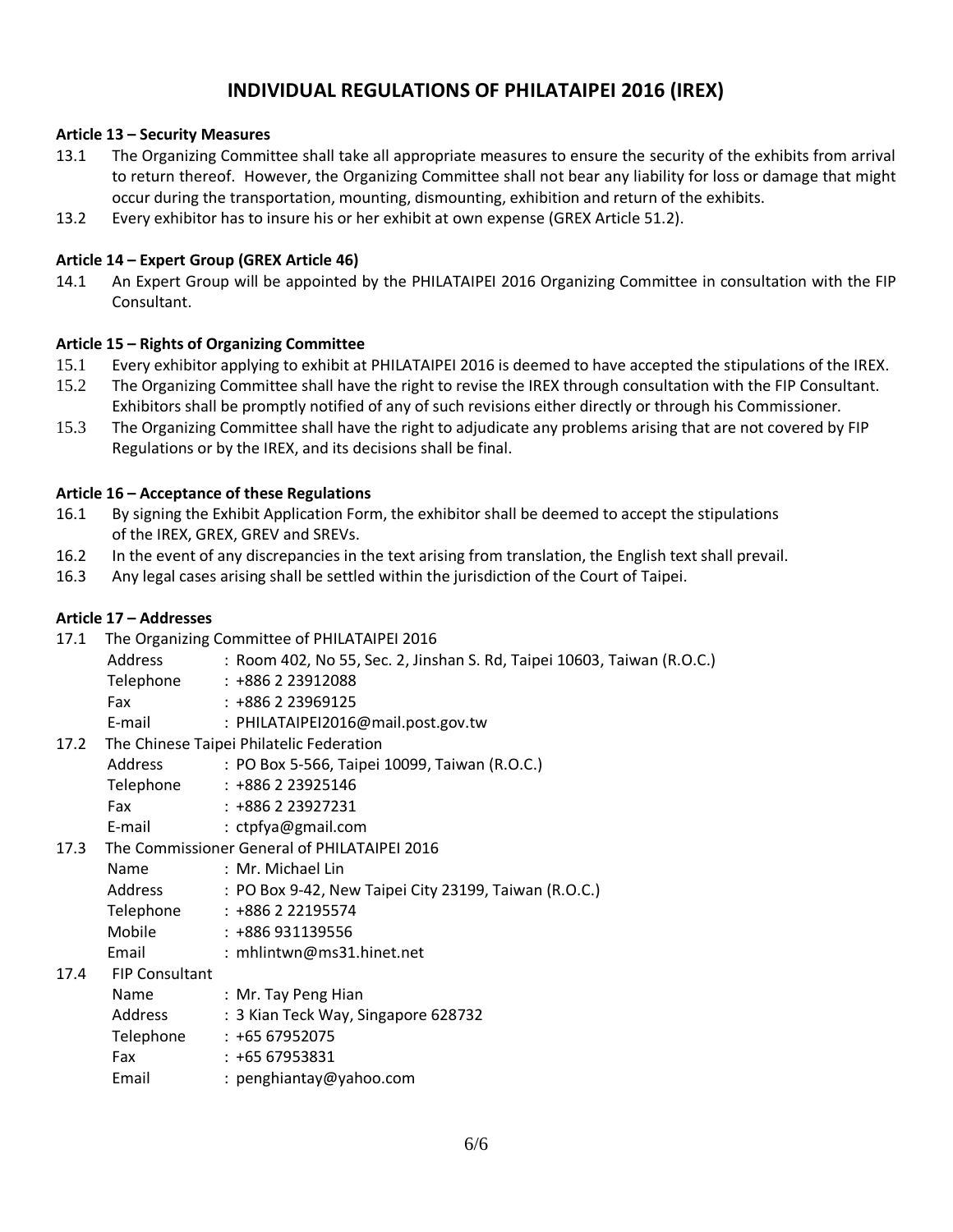# INDIVIDUAL REGULATIONS OF PHILATAIPEI 2016 (IREX)

**Article 13 – Security Measures**

13.1 The Organizing Committee shall take all appropriate measures to ensure the security of the exhibits from arrival to return thereof. However, the Organizing Committee shall not bear any liability for loss or damage that might occur during the transportation, mounting, dismounting, exhibition and return of the exhibits.

13.2 Every exhibitor has to insure his or her exhibit at own expense (GREX Article 51.2).

**Article 14 – Expert Group (GREX Article 46)**

14.1 An Expert Group will be appointed by the PHILATAIPEI 2016 Organizing Committee in consultation with the FIP Consultant.

**Article 15 – Rights of Organizing Committee**

15.1 Every exhibitor applying to exhibit at PHILATAIPEI 2016 is deemed to have accepted the stipulations of the IREX.

15.2 The Organizing Committee shall have the right to revise the IREX through consultation with the FIP Consultant. Exhibitors shall be promptly notified of any of such revisions either directly or through his Commissioner.

15.3 The Organizing Committee shall have the right to adjudicate any problems arising that are not covered by FIP Regulations or by the IREX, and its decisions shall be final.

**Article 16 – Acceptance of these Regulations**

16.1 By signing the Exhibit Application Form, the exhibitor shall be deemed to accept the stipulations of the IREX, GREX, GREV and SREVs.

16.2 In the event of any discrepancies in the text arising from translation, the English text shall prevail.

16.3 Any legal cases arising shall be settled within the jurisdiction of the Court of Taipei.

**Article 17 – Addresses**

17.1 The Organizing Committee of PHILATAIPEI 2016

- Address : Room 402, No 55, Sec. 2, Jinshan S. Rd, Taipei 10603, Taiwan (R.O.C.)
- Telephone : +886 2 23912088
- Fax : +886 2 23969125
- E-mail : PHILATAIPEI2016@mail.post.gov.tw

17.2 The Chinese Taipei Philatelic Federation

- Address : PO Box 5-566, Taipei 10099, Taiwan (R.O.C.)
- Telephone : +886 2 23925146
- Fax : +886 2 23927231
- E-mail : ctpfya@gmail.com

17.3 The Commissioner General of PHILATAIPEI 2016

- Name : Mr. Michael Lin
- Address : PO Box 9-42, New Taipei City 23199, Taiwan (R.O.C.)
- Telephone : +886 2 22195574
- Mobile : +886 931139556
- Email : mhlintwn@ms31.hinet.net

17.4 FIP Consultant

- Name : Mr. Tay Peng Hian
- Address : 3 Kian Teck Way, Singapore 628732
- Telephone : +65 67952075
- Fax : +65 67953831
- Email : penghiantay@yahoo.com